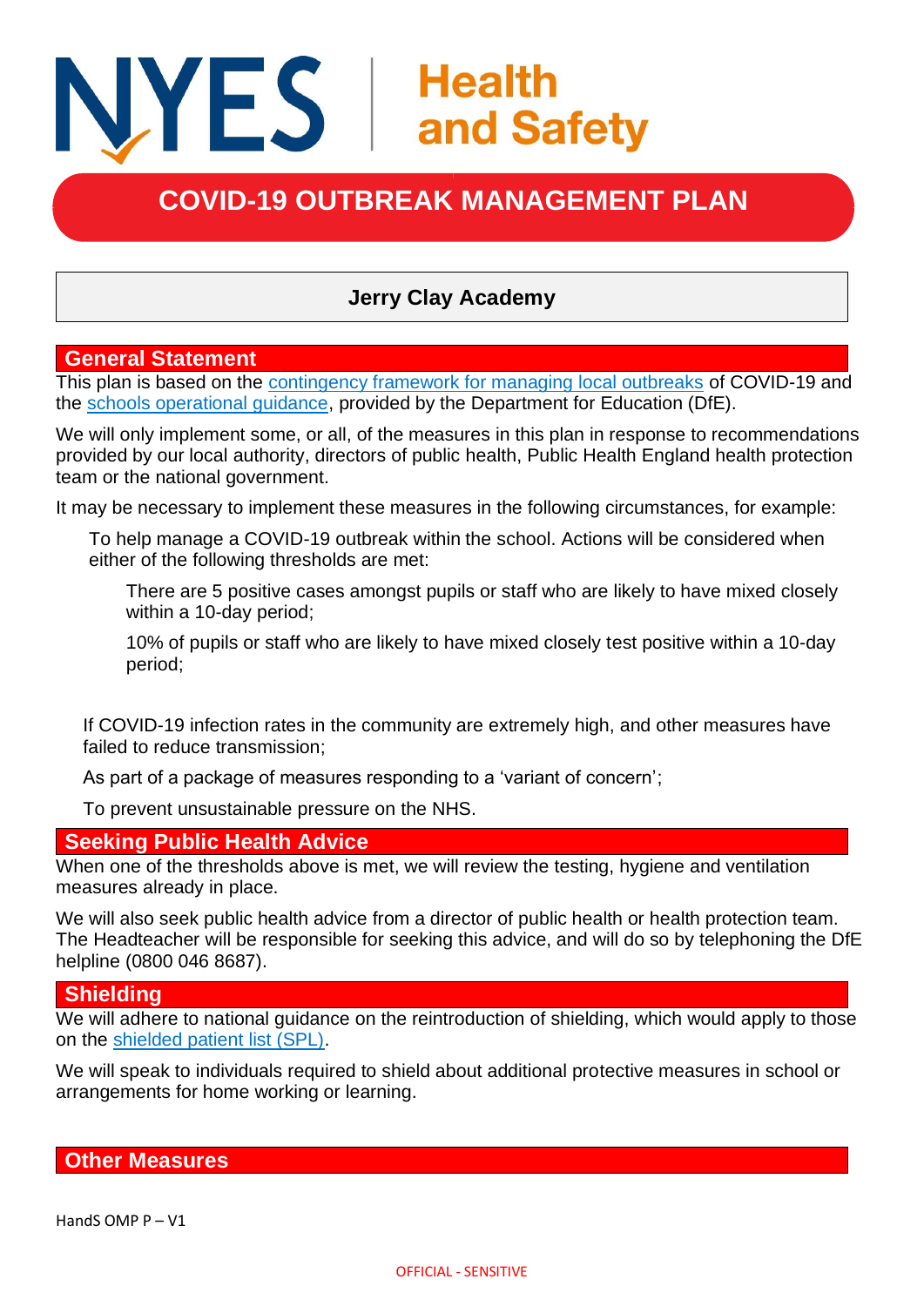# NYES Health and Safety

## COVID-19 OUTBREAK MANAGEMENT PLAN

**Jerry Clay Academy**

### General Statement

This plan is based on the contingency framework for managing local outbreaks of COVID-19 and the schools operational guidance, provided by the Department for Education (DfE).

We will only implement some, or all, of the measures in this plan in response to recommendations provided by our local authority, directors of public health, Public Health England health protection team or the national government.

It may be necessary to implement these measures in the following circumstances, for example:

- To help manage a COVID-19 outbreak within the school. Actions will be considered when either of the following thresholds are met:
  - There are 5 positive cases amongst pupils or staff who are likely to have mixed closely within a 10-day period;
  - 10% of pupils or staff who are likely to have mixed closely test positive within a 10-day period;
- If COVID-19 infection rates in the community are extremely high, and other measures have failed to reduce transmission;
- As part of a package of measures responding to a 'variant of concern';
- To prevent unsustainable pressure on the NHS.

### Seeking Public Health Advice

When one of the thresholds above is met, we will review the testing, hygiene and ventilation measures already in place.

We will also seek public health advice from a director of public health or health protection team. The Headteacher will be responsible for seeking this advice, and will do so by telephoning the DfE helpline (0800 046 8687).

### Shielding

We will adhere to national guidance on the reintroduction of shielding, which would apply to those on the shielded patient list (SPL).

We will speak to individuals required to shield about additional protective measures in school or arrangements for home working or learning.

### Other Measures

HandS OMP P – V1

OFFICIAL - SENSITIVE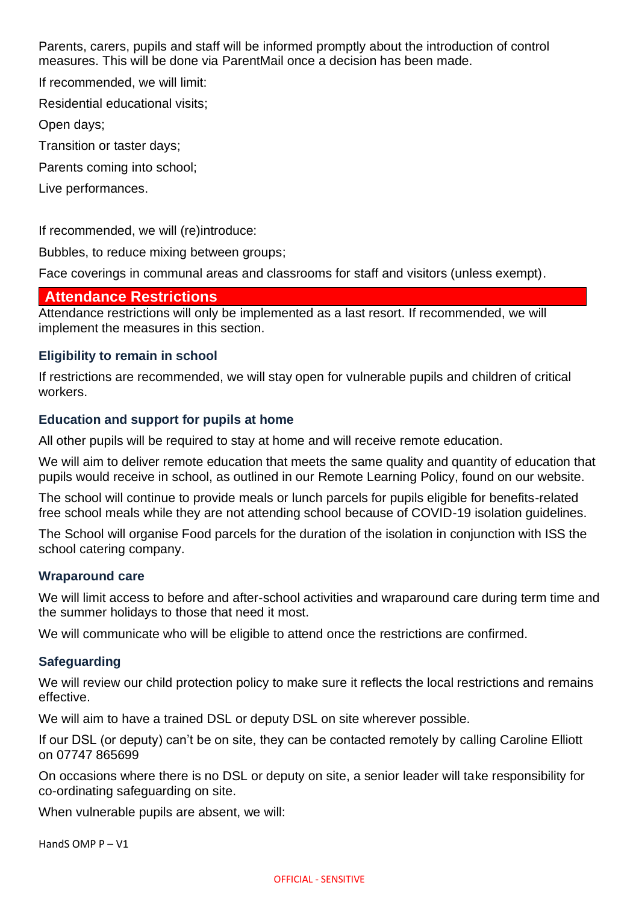Parents, carers, pupils and staff will be informed promptly about the introduction of control measures. This will be done via ParentMail once a decision has been made.

If recommended, we will limit:

Residential educational visits;

Open days;

Transition or taster days;

Parents coming into school;

Live performances.

If recommended, we will (re)introduce:

Bubbles, to reduce mixing between groups;

Face coverings in communal areas and classrooms for staff and visitors (unless exempt).

## Attendance Restrictions

Attendance restrictions will only be implemented as a last resort. If recommended, we will implement the measures in this section.

### Eligibility to remain in school

If restrictions are recommended, we will stay open for vulnerable pupils and children of critical workers.

### Education and support for pupils at home

All other pupils will be required to stay at home and will receive remote education.

We will aim to deliver remote education that meets the same quality and quantity of education that pupils would receive in school, as outlined in our Remote Learning Policy, found on our website.

The school will continue to provide meals or lunch parcels for pupils eligible for benefits-related free school meals while they are not attending school because of COVID-19 isolation guidelines.

The School will organise Food parcels for the duration of the isolation in conjunction with ISS the school catering company.

### Wraparound care

We will limit access to before and after-school activities and wraparound care during term time and the summer holidays to those that need it most.

We will communicate who will be eligible to attend once the restrictions are confirmed.

### Safeguarding

We will review our child protection policy to make sure it reflects the local restrictions and remains effective.

We will aim to have a trained DSL or deputy DSL on site wherever possible.

If our DSL (or deputy) can't be on site, they can be contacted remotely by calling Caroline Elliott on 07747 865699

On occasions where there is no DSL or deputy on site, a senior leader will take responsibility for co-ordinating safeguarding on site.

When vulnerable pupils are absent, we will: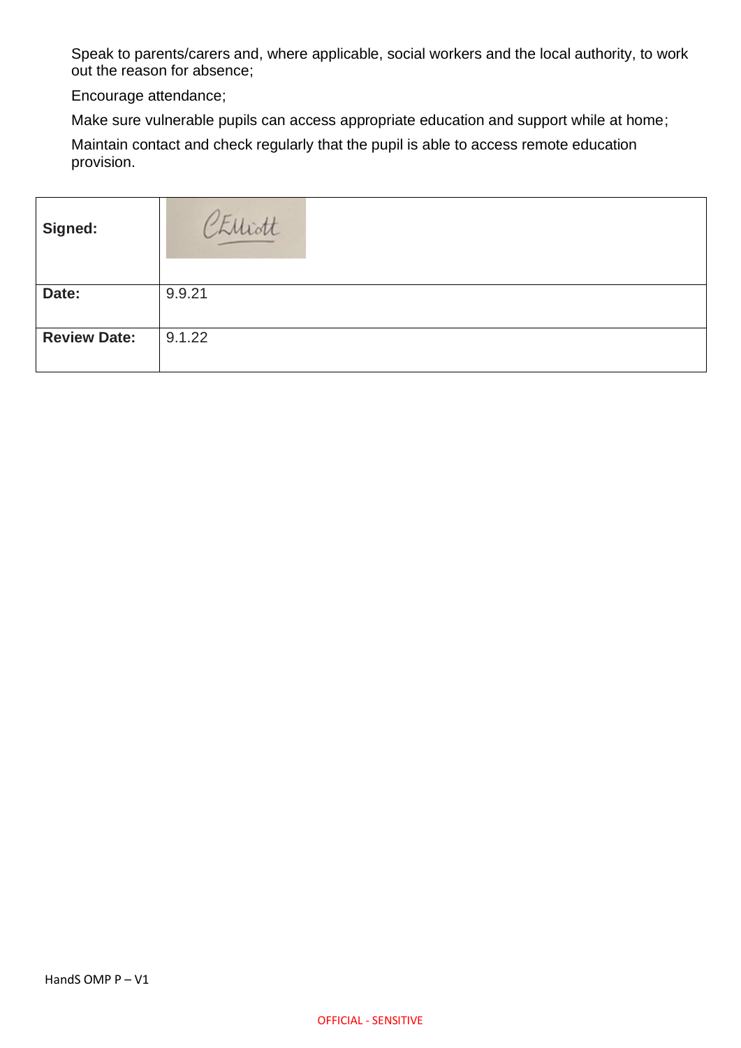Speak to parents/carers and, where applicable, social workers and the local authority, to work out the reason for absence;

Encourage attendance;

Make sure vulnerable pupils can access appropriate education and support while at home;

Maintain contact and check regularly that the pupil is able to access remote education provision.

| | |
|---|---|
| **Signed:** | CElliott |
| **Date:** | 9.9.21 |
| **Review Date:** | 9.1.22 |

HandS OMP P – V1

OFFICIAL - SENSITIVE